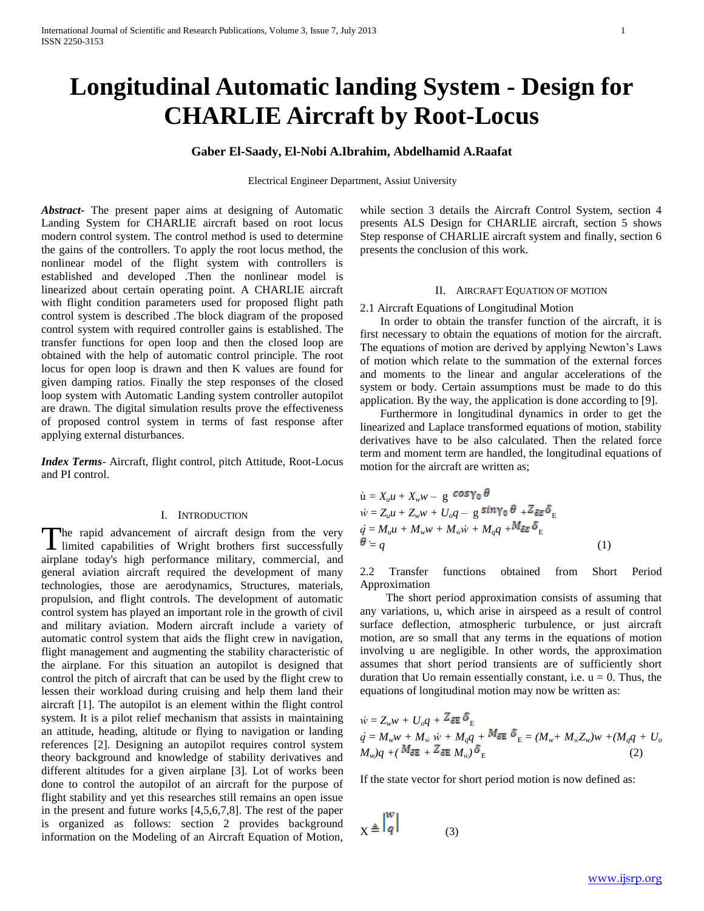# Longitudinal Automatic landing System - Design for CHARLIE Aircraft by Root-Locus

**Gaber El-Saady, El-Nobi A.Ibrahim, Abdelhamid A.Raafat**

Electrical Engineer Department, Assiut University

***Abstract***- The present paper aims at designing of Automatic Landing System for CHARLIE aircraft based on root locus modern control system. The control method is used to determine the gains of the controllers. To apply the root locus method, the nonlinear model of the flight system with controllers is established and developed .Then the nonlinear model is linearized about certain operating point. A CHARLIE aircraft with flight condition parameters used for proposed flight path control system is described .The block diagram of the proposed control system with required controller gains is established. The transfer functions for open loop and then the closed loop are obtained with the help of automatic control principle. The root locus for open loop is drawn and then K values are found for given damping ratios. Finally the step responses of the closed loop system with Automatic Landing system controller autopilot are drawn. The digital simulation results prove the effectiveness of proposed control system in terms of fast response after applying external disturbances.

***Index Terms***- Aircraft, flight control, pitch Attitude, Root-Locus and PI control.

## I. Introduction

The rapid advancement of aircraft design from the very limited capabilities of Wright brothers first successfully airplane today's high performance military, commercial, and general aviation aircraft required the development of many technologies, those are aerodynamics, Structures, materials, propulsion, and flight controls. The development of automatic control system has played an important role in the growth of civil and military aviation. Modern aircraft include a variety of automatic control system that aids the flight crew in navigation, flight management and augmenting the stability characteristic of the airplane. For this situation an autopilot is designed that control the pitch of aircraft that can be used by the flight crew to lessen their workload during cruising and help them land their aircraft [1]. The autopilot is an element within the flight control system. It is a pilot relief mechanism that assists in maintaining an attitude, heading, altitude or flying to navigation or landing references [2]. Designing an autopilot requires control system theory background and knowledge of stability derivatives and different altitudes for a given airplane [3]. Lot of works been done to control the autopilot of an aircraft for the purpose of flight stability and yet this researches still remains an open issue in the present and future works [4,5,6,7,8]. The rest of the paper is organized as follows: section 2 provides background information on the Modeling of an Aircraft Equation of Motion, while section 3 details the Aircraft Control System, section 4 presents ALS Design for CHARLIE aircraft, section 5 shows Step response of CHARLIE aircraft system and finally, section 6 presents the conclusion of this work.

## II. Aircraft Equation of Motion

### 2.1 Aircraft Equations of Longitudinal Motion

In order to obtain the transfer function of the aircraft, it is first necessary to obtain the equations of motion for the aircraft. The equations of motion are derived by applying Newton's Laws of motion which relate to the summation of the external forces and moments to the linear and angular accelerations of the system or body. Certain assumptions must be made to do this application. By the way, the application is done according to [9].

Furthermore in longitudinal dynamics in order to get the linearized and Laplace transformed equations of motion, stability derivatives have to be also calculated. Then the related force term and moment term are handled, the longitudinal equations of motion for the aircraft are written as;

$$
\begin{aligned}
\dot{u} &= X_u u + X_w w - g\cos\gamma_0\,\theta \\
\dot{w} &= Z_u u + Z_w w + U_o q - g\sin\gamma_0\,\theta + Z_{\delta E}\delta_E \\
\dot{q} &= M_u u + M_w w + M_{\dot{w}}\dot{w} + M_q q + M_{\delta E}\delta_E \\
\dot{\theta} &= q
\end{aligned} \tag{1}
$$

### 2.2 Transfer functions obtained from Short Period Approximation

The short period approximation consists of assuming that any variations, u, which arise in airspeed as a result of control surface deflection, atmospheric turbulence, or just aircraft motion, are so small that any terms in the equations of motion involving u are negligible. In other words, the approximation assumes that short period transients are of sufficiently short duration that Uo remain essentially constant, i.e. u = 0. Thus, the equations of longitudinal motion may now be written as:

$$
\begin{aligned}
\dot{w} &= Z_w w + U_o q + Z_{\delta E}\delta_E \\
\dot{q} &= M_w w + M_{\dot{w}}\dot{w} + M_q q + M_{\delta E}\delta_E = (M_w + M_{\dot{w}} Z_w) w + (M_q q + U_o M_{\dot{w}}) q + (M_{\delta E} + Z_{\delta E} M_{\dot{w}})\delta_E
\end{aligned} \tag{2}
$$

If the state vector for short period motion is now defined as:

$$
X \triangleq \begin{bmatrix} w \\ q \end{bmatrix} \tag{3}
$$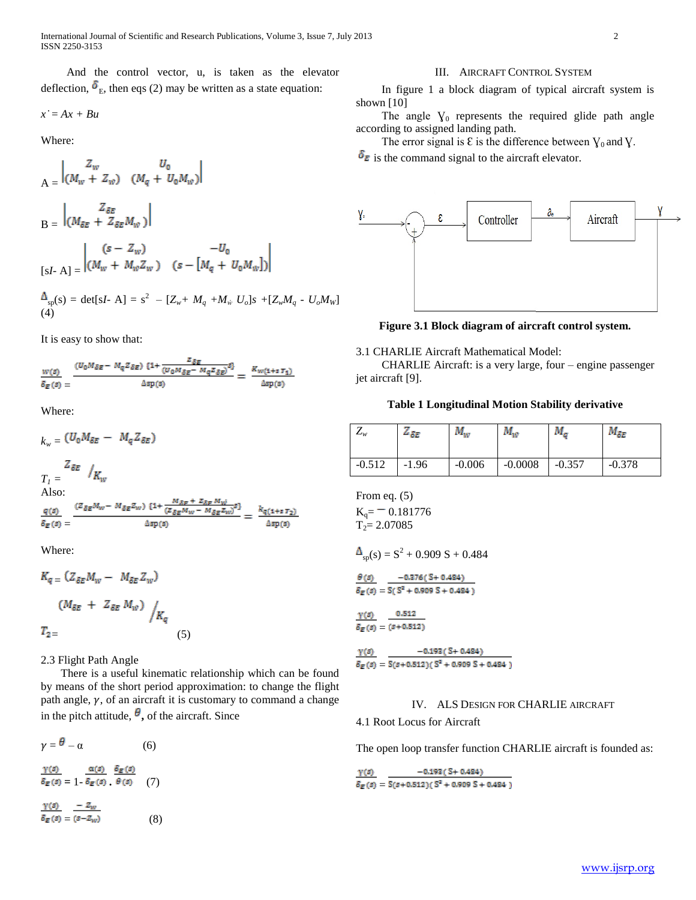And the control vector, u, is taken as the elevator deflection, $\delta_E$, then eqs (2) may be written as a state equation:

$\dot{x} = Ax + Bu$

Where:

$$A = \begin{vmatrix} Z_w & U_0 \\ (M_w + Z_w) & (M_q + U_0 M_w) \end{vmatrix}$$

$$B = \begin{vmatrix} Z_{\delta E} \\ (M_{\delta E} + Z_{\delta E} M_w) \end{vmatrix}$$

$$[sI - A] = \begin{vmatrix} (s - Z_w) & -U_0 \\ (M_w + M_w Z_w) & (s - [M_q + U_0 M_w]) \end{vmatrix}$$

$\Delta_{sp}(s) = \det[sI - A] = s^2 - [Z_w + M_q + M_{\dot{w}} U_o]s + [Z_w M_q - U_o M_W]$ (4)

It is easy to show that:

$$\frac{w(s)}{\delta_E(s)} = \frac{(U_0 M_{\delta E} - M_q Z_{\delta E})\left(1 + \frac{Z_{\delta E}}{(U_0 M_{\delta E} - M_q Z_{\delta E})}s\right)}{\Delta sp(s)} = \frac{K_w(1 + sT_1)}{\Delta sp(s)}$$

Where:

$k_w = (U_0 M_{\delta E} - M_q Z_{\delta E})$

$T_1 = Z_{\delta E} / K_w$

Also:

$$\frac{q(s)}{\delta_E(s)} = \frac{(Z_{\delta E} M_w - M_{\delta E} Z_w)\left(1 + \frac{M_{\delta E} + Z_{\delta E} M_{\dot{w}}}{(Z_{\delta E} M_w - M_{\delta E} Z_w)}s\right)}{\Delta sp(s)} = \frac{k_q(1 + sT_2)}{\Delta sp(s)}$$

Where:

$K_q = (Z_{\delta E} M_w - M_{\delta E} Z_w)$

$$T_2 = (M_{\delta E} + Z_{\delta E} M_w) / K_q \qquad (5)$$

2.3 Flight Path Angle

There is a useful kinematic relationship which can be found by means of the short period approximation: to change the flight path angle, $\gamma$, of an aircraft it is customary to command a change in the pitch attitude, $\theta$, of the aircraft. Since

$$\gamma = \theta - \alpha \qquad (6)$$

$$\frac{\gamma(s)}{\delta_E(s)} = 1 - \frac{\alpha(s)}{\delta_E(s)} \cdot \frac{\delta_E(s)}{\theta(s)} \qquad (7)$$

$$\frac{\gamma(s)}{\delta_E(s)} = \frac{-Z_w}{(s - Z_w)} \qquad (8)$$

## III. AIRCRAFT CONTROL SYSTEM

In figure 1 a block diagram of typical aircraft system is shown [10]

The angle $\gamma_0$ represents the required glide path angle according to assigned landing path.

The error signal is $\varepsilon$ is the difference between $\gamma_0$ and $\gamma$.

$\delta_E$ is the command signal to the aircraft elevator.

**Figure 3.1 Block diagram of aircraft control system.**

3.1 CHARLIE Aircraft Mathematical Model:

CHARLIE Aircraft: is a very large, four – engine passenger jet aircraft [9].

**Table 1 Longitudinal Motion Stability derivative**

| $Z_w$ | $Z_{\delta E}$ | $M_w$ | $M_{\dot{w}}$ | $M_q$ | $M_{\delta E}$ |
|---|---|---|---|---|---|
| -0.512 | -1.96 | -0.006 | -0.0008 | -0.357 | -0.378 |

From eq. (5)

$K_q = -0.181776$

$T_2 = 2.07085$

$\Delta_{sp}(s) = S^2 + 0.909\,S + 0.484$

$$\frac{\theta(s)}{\delta_E(s)} = \frac{-0.376(S + 0.484)}{S(S^2 + 0.909\,S + 0.484)}$$

$$\frac{\gamma(s)}{\delta_E(s)} = \frac{0.512}{(s + 0.512)}$$

$$\frac{\gamma(s)}{\delta_E(s)} = \frac{-0.193(S + 0.484)}{S(s + 0.512)(S^2 + 0.909\,S + 0.484)}$$

## IV. ALS DESIGN FOR CHARLIE AIRCRAFT

4.1 Root Locus for Aircraft

The open loop transfer function CHARLIE aircraft is founded as:

$$\frac{\gamma(s)}{\delta_E(s)} = \frac{-0.193(S + 0.484)}{S(s + 0.512)(S^2 + 0.909\,S + 0.484)}$$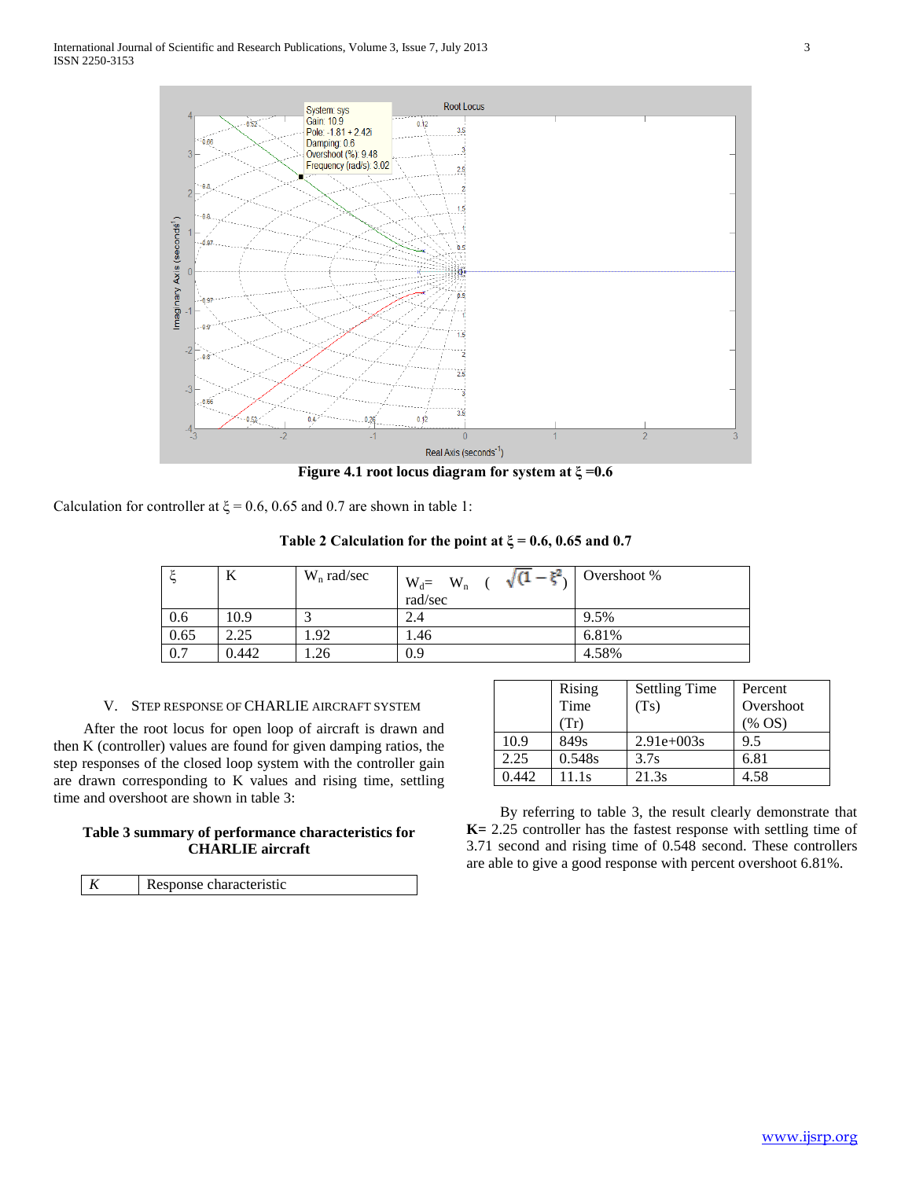**Figure 4.1 root locus diagram for system at ξ =0.6**

Calculation for controller at ξ = 0.6, 0.65 and 0.7 are shown in table 1:

**Table 2 Calculation for the point at ξ = 0.6, 0.65 and 0.7**

| ξ | K | $W_n$ rad/sec | $W_d = W_n \left(\sqrt{(1-\xi^2)}\right)$ rad/sec | Overshoot % |
|---|---|---|---|---|
| 0.6 | 10.9 | 3 | 2.4 | 9.5% |
| 0.65 | 2.25 | 1.92 | 1.46 | 6.81% |
| 0.7 | 0.442 | 1.26 | 0.9 | 4.58% |

## V. Step Response of CHARLIE Aircraft System

After the root locus for open loop of aircraft is drawn and then K (controller) values are found for given damping ratios, the step responses of the closed loop system with the controller gain are drawn corresponding to K values and rising time, settling time and overshoot are shown in table 3:

**Table 3 summary of performance characteristics for CHARLIE aircraft**

| *K* | Response characteristic | | |
|---|---|---|---|
| | Rising Time (Tr) | Settling Time (Ts) | Percent Overshoot (% OS) |
| 10.9 | 849s | 2.91e+003s | 9.5 |
| 2.25 | 0.548s | 3.7s | 6.81 |
| 0.442 | 11.1s | 21.3s | 4.58 |

By referring to table 3, the result clearly demonstrate that **K=** 2.25 controller has the fastest response with settling time of 3.71 second and rising time of 0.548 second. These controllers are able to give a good response with percent overshoot 6.81%.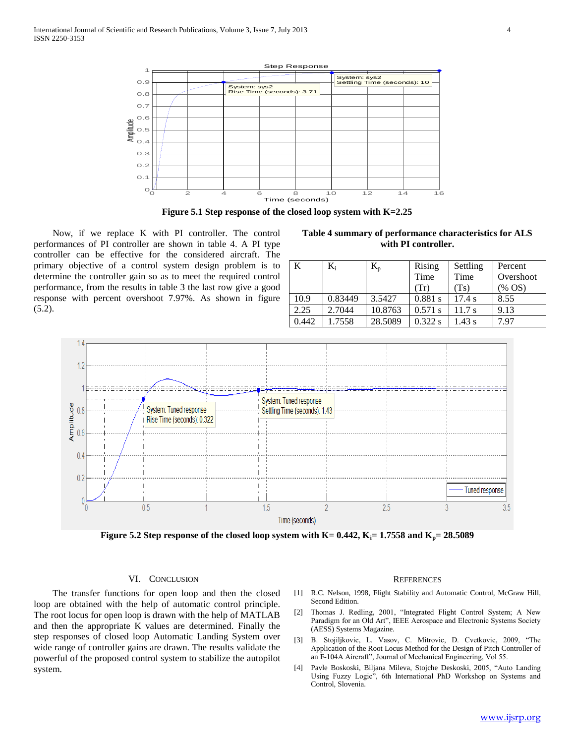Figure 5.1 Step response of the closed loop system with K=2.25

Now, if we replace K with PI controller. The control performances of PI controller are shown in table 4. A PI type controller can be effective for the considered aircraft. The primary objective of a control system design problem is to determine the controller gain so as to meet the required control performance, from the results in table 3 the last row give a good response with percent overshoot 7.97%. As shown in figure (5.2).

**Table 4 summary of performance characteristics for ALS with PI controller.**

| K | $K_i$ | $K_p$ | Rising Time (Tr) | Settling Time (Ts) | Percent Overshoot (% OS) |
|---|---|---|---|---|---|
| 10.9 | 0.83449 | 3.5427 | 0.881 s | 17.4 s | 8.55 |
| 2.25 | 2.7044 | 10.8763 | 0.571 s | 11.7 s | 9.13 |
| 0.442 | 1.7558 | 28.5089 | 0.322 s | 1.43 s | 7.97 |

**Figure 5.2 Step response of the closed loop system with K= 0.442, $K_i$= 1.7558 and $K_p$= 28.5089**

## VI. Conclusion

The transfer functions for open loop and then the closed loop are obtained with the help of automatic control principle. The root locus for open loop is drawn with the help of MATLAB and then the appropriate K values are determined. Finally the step responses of closed loop Automatic Landing System over wide range of controller gains are drawn. The results validate the powerful of the proposed control system to stabilize the autopilot system.

## References

[1] R.C. Nelson, 1998, Flight Stability and Automatic Control, McGraw Hill, Second Edition.

[2] Thomas J. Redling, 2001, "Integrated Flight Control System; A New Paradigm for an Old Art", IEEE Aerospace and Electronic Systems Society (AESS) Systems Magazine.

[3] B. Stojiljkovic, L. Vasov, C. Mitrovic, D. Cvetkovic, 2009, "The Application of the Root Locus Method for the Design of Pitch Controller of an F-104A Aircraft", Journal of Mechanical Engineering, Vol 55.

[4] Pavle Boskoski, Biljana Mileva, Stojche Deskoski, 2005, "Auto Landing Using Fuzzy Logic", 6th International PhD Workshop on Systems and Control, Slovenia.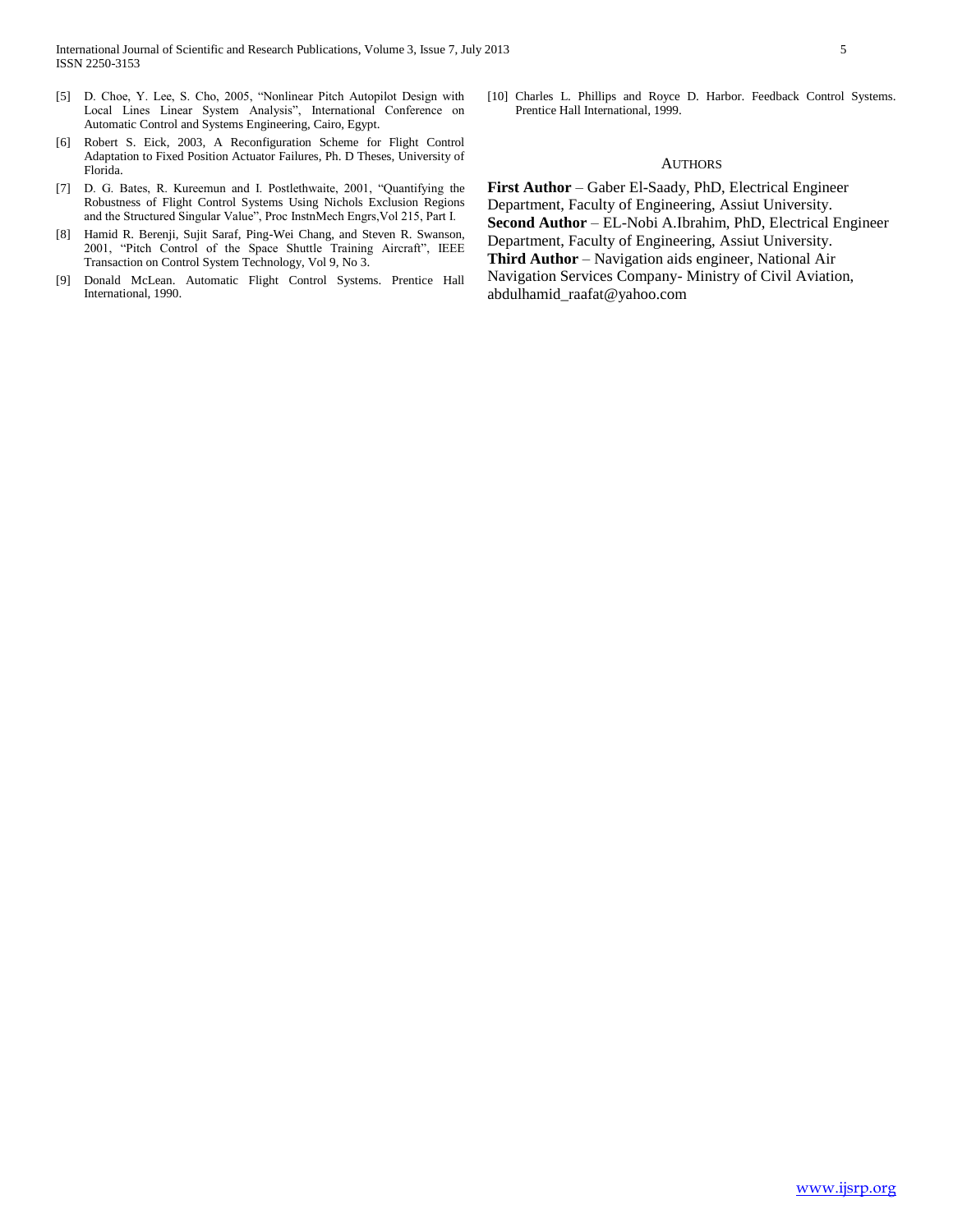[5] D. Choe, Y. Lee, S. Cho, 2005, "Nonlinear Pitch Autopilot Design with Local Lines Linear System Analysis", International Conference on Automatic Control and Systems Engineering, Cairo, Egypt.

[6] Robert S. Eick, 2003, A Reconfiguration Scheme for Flight Control Adaptation to Fixed Position Actuator Failures, Ph. D Theses, University of Florida.

[7] D. G. Bates, R. Kureemun and I. Postlethwaite, 2001, "Quantifying the Robustness of Flight Control Systems Using Nichols Exclusion Regions and the Structured Singular Value", Proc InstnMech Engrs,Vol 215, Part I.

[8] Hamid R. Berenji, Sujit Saraf, Ping-Wei Chang, and Steven R. Swanson, 2001, "Pitch Control of the Space Shuttle Training Aircraft", IEEE Transaction on Control System Technology, Vol 9, No 3.

[9] Donald McLean. Automatic Flight Control Systems. Prentice Hall International, 1990.

[10] Charles L. Phillips and Royce D. Harbor. Feedback Control Systems. Prentice Hall International, 1999.

## AUTHORS

**First Author** – Gaber El-Saady, PhD, Electrical Engineer Department, Faculty of Engineering, Assiut University.
**Second Author** – EL-Nobi A.Ibrahim, PhD, Electrical Engineer Department, Faculty of Engineering, Assiut University.
**Third Author** – Navigation aids engineer, National Air Navigation Services Company- Ministry of Civil Aviation, abdulhamid_raafat@yahoo.com